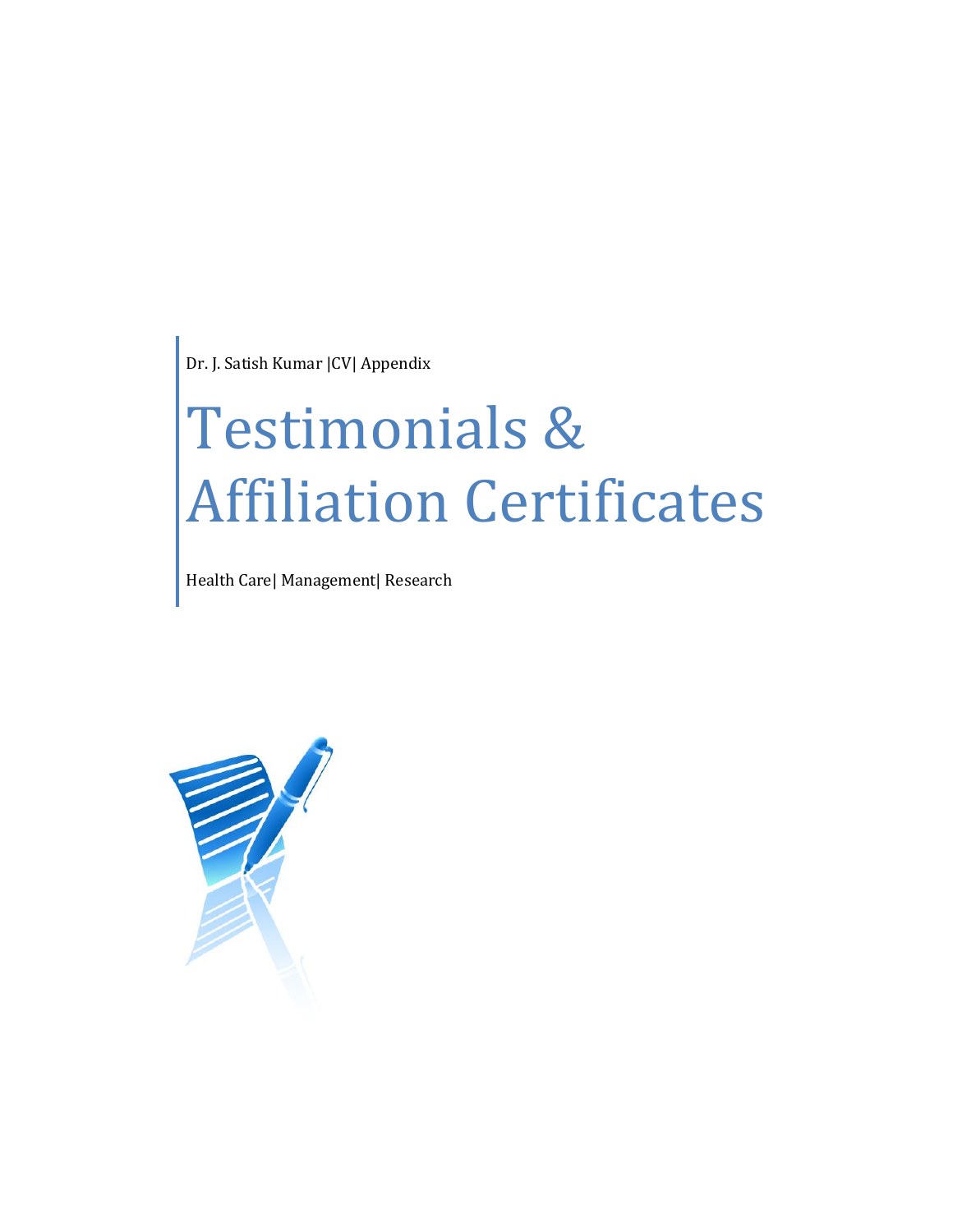Dr. J. Satish Kumar |CV| Appendix

# Testimonials & Affiliation Certificates

Health Care| Management| Research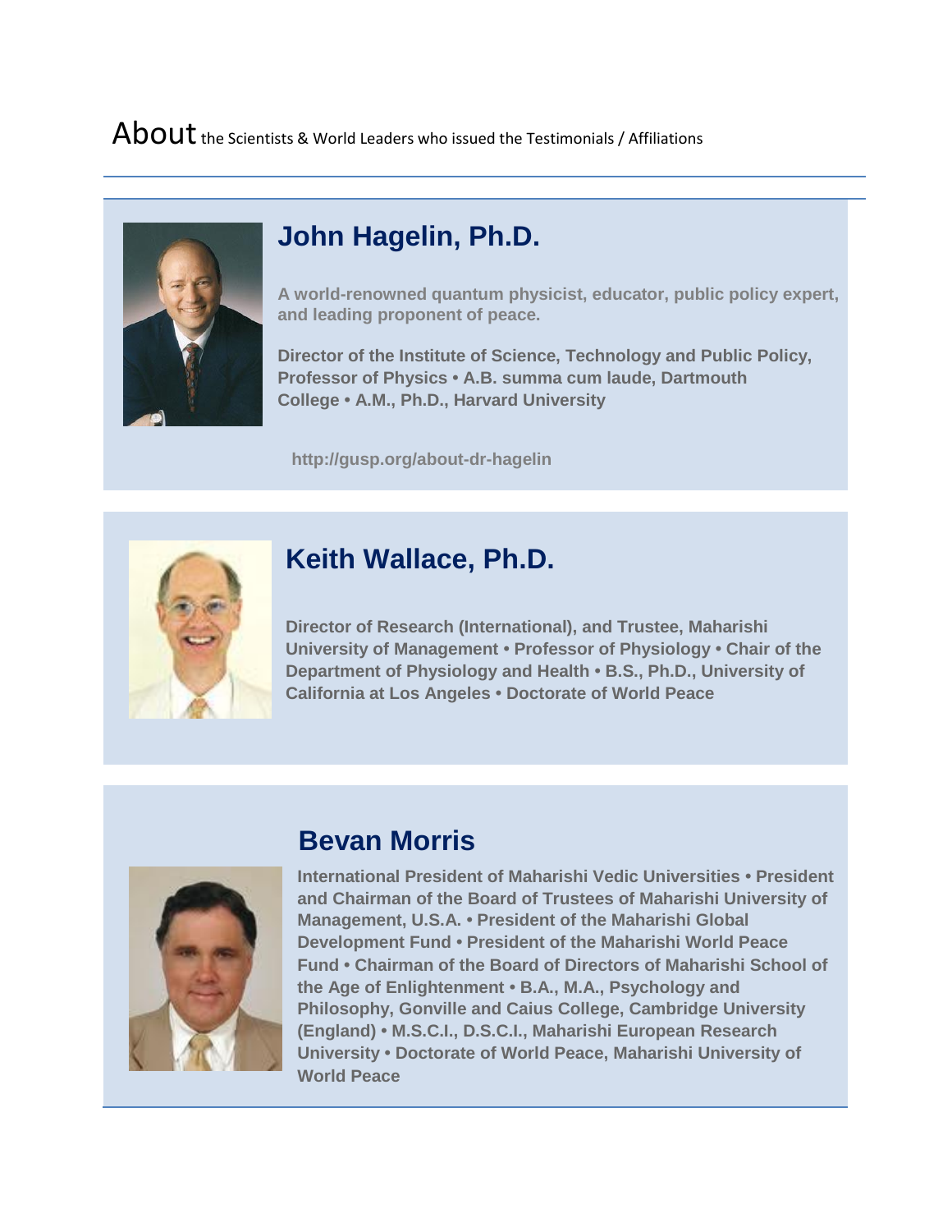# About the Scientists & World Leaders who issued the Testimonials / Affiliations

## John Hagelin, Ph.D.

**A world-renowned quantum physicist, educator, public policy expert, and leading proponent of peace.**

**Director of the Institute of Science, Technology and Public Policy, Professor of Physics • A.B. summa cum laude, Dartmouth College • A.M., Ph.D., Harvard University**

**http://gusp.org/about-dr-hagelin**

## Keith Wallace, Ph.D.

**Director of Research (International), and Trustee, Maharishi University of Management • Professor of Physiology • Chair of the Department of Physiology and Health • B.S., Ph.D., University of California at Los Angeles • Doctorate of World Peace**

## Bevan Morris

**International President of Maharishi Vedic Universities • President and Chairman of the Board of Trustees of Maharishi University of Management, U.S.A. • President of the Maharishi Global Development Fund • President of the Maharishi World Peace Fund • Chairman of the Board of Directors of Maharishi School of the Age of Enlightenment • B.A., M.A., Psychology and Philosophy, Gonville and Caius College, Cambridge University (England) • M.S.C.I., D.S.C.I., Maharishi European Research University • Doctorate of World Peace, Maharishi University of World Peace**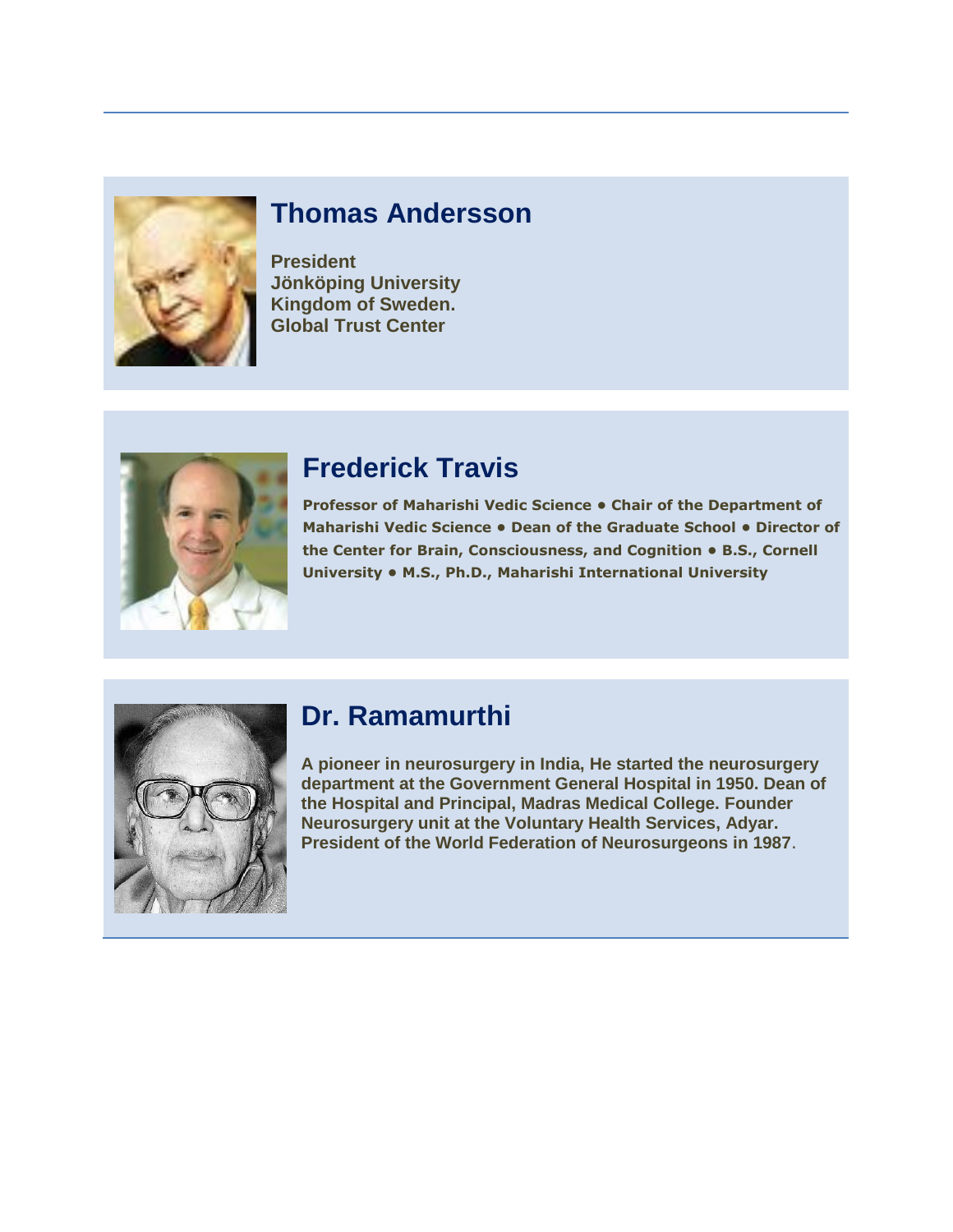## Thomas Andersson

**President**
**Jönköping University**
**Kingdom of Sweden.**
**Global Trust Center**

## Frederick Travis

**Professor of Maharishi Vedic Science • Chair of the Department of Maharishi Vedic Science • Dean of the Graduate School • Director of the Center for Brain, Consciousness, and Cognition • B.S., Cornell University • M.S., Ph.D., Maharishi International University**

## Dr. Ramamurthi

**A pioneer in neurosurgery in India, He started the neurosurgery department at the Government General Hospital in 1950. Dean of the Hospital and Principal, Madras Medical College. Founder Neurosurgery unit at the Voluntary Health Services, Adyar. President of the World Federation of Neurosurgeons in 1987**.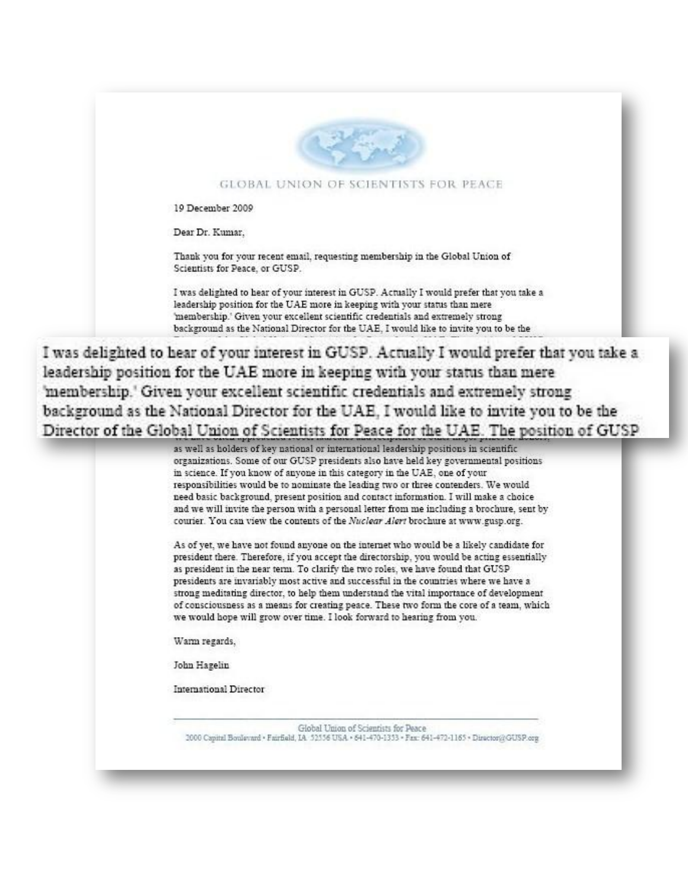GLOBAL UNION OF SCIENTISTS FOR PEACE

19 December 2009

Dear Dr. Kumar,

Thank you for your recent email, requesting membership in the Global Union of Scientists for Peace, or GUSP.

I was delighted to hear of your interest in GUSP. Actually I would prefer that you take a leadership position for the UAE more in keeping with your status than mere 'membership.' Given your excellent scientific credentials and extremely strong background as the National Director for the UAE, I would like to invite you to be the Director of the Global Union of Scientists for Peace for the UAE. The position of GUSP

as well as holders of key national or international leadership positions in scientific organizations. Some of our GUSP presidents also have held key governmental positions in science. If you know of anyone in this category in the UAE, one of your responsibilities would be to nominate the leading two or three contenders. We would need basic background, present position and contact information. I will make a choice and we will invite the person with a personal letter from me including a brochure, sent by courier. You can view the contents of the *Nuclear Alert* brochure at www.gusp.org.

As of yet, we have not found anyone on the internet who would be a likely candidate for president there. Therefore, if you accept the directorship, you would be acting essentially as president in the near term. To clarify the two roles, we have found that GUSP presidents are invariably most active and successful in the countries where we have a strong meditating director, to help them understand the vital importance of development of consciousness as a means for creating peace. These two form the core of a team, which we would hope will grow over time. I look forward to hearing from you.

Warm regards,

John Hagelin

International Director

Global Union of Scientists for Peace
2000 Capital Boulevard • Fairfield, IA 52556 USA • 641-470-1353 • Fax: 641-472-1165 • Director@GUSP.org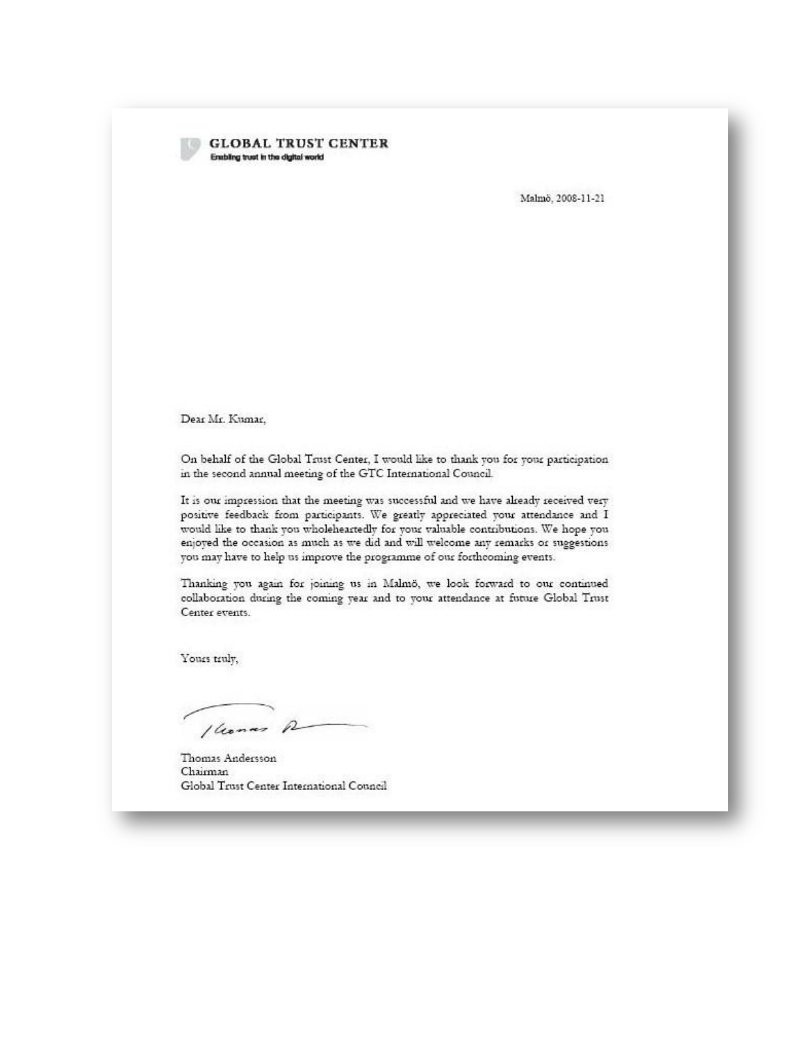**GLOBAL TRUST CENTER**
Enabling trust in the digital world

Malmö, 2008-11-21

Dear Mr. Kumar,

On behalf of the Global Trust Center, I would like to thank you for your participation in the second annual meeting of the GTC International Council.

It is our impression that the meeting was successful and we have already received very positive feedback from participants. We greatly appreciated your attendance and I would like to thank you wholeheartedly for your valuable contributions. We hope you enjoyed the occasion as much as we did and will welcome any remarks or suggestions you may have to help us improve the programme of our forthcoming events.

Thanking you again for joining us in Malmö, we look forward to our continued collaboration during the coming year and to your attendance at future Global Trust Center events.

Yours truly,

Thomas Andersson
Chairman
Global Trust Center International Council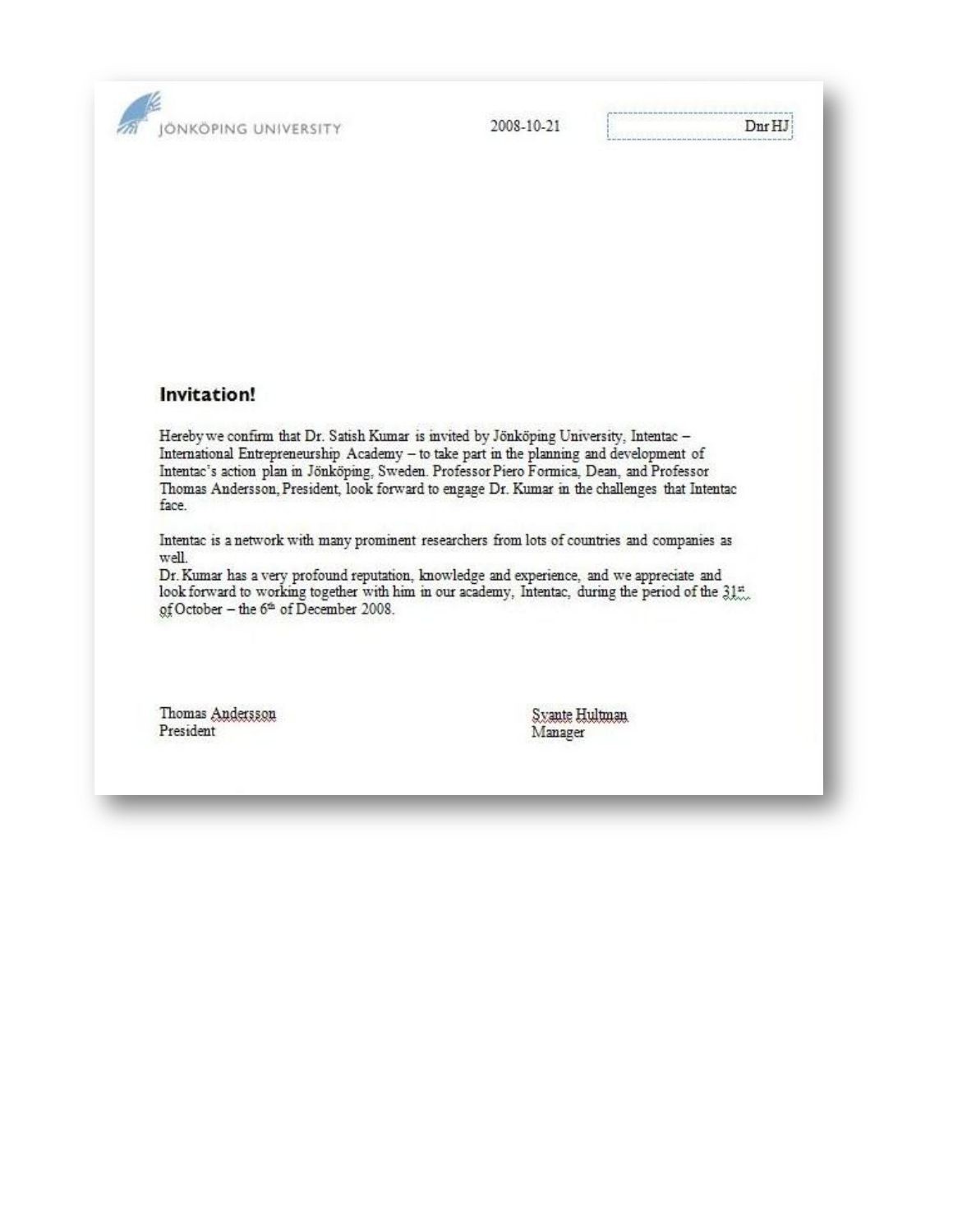JÖNKÖPING UNIVERSITY

2008-10-21

Dnr HJ

## Invitation!

Hereby we confirm that Dr. Satish Kumar is invited by Jönköping University, Intentac – International Entrepreneurship Academy – to take part in the planning and development of Intentac's action plan in Jönköping, Sweden. Professor Piero Formica, Dean, and Professor Thomas Andersson, President, look forward to engage Dr. Kumar in the challenges that Intentac face.

Intentac is a network with many prominent researchers from lots of countries and companies as well.
Dr. Kumar has a very profound reputation, knowledge and experience, and we appreciate and look forward to working together with him in our academy, Intentac, during the period of the 31st of October – the 6th of December 2008.

Thomas Andersson
President

Svante Hultman
Manager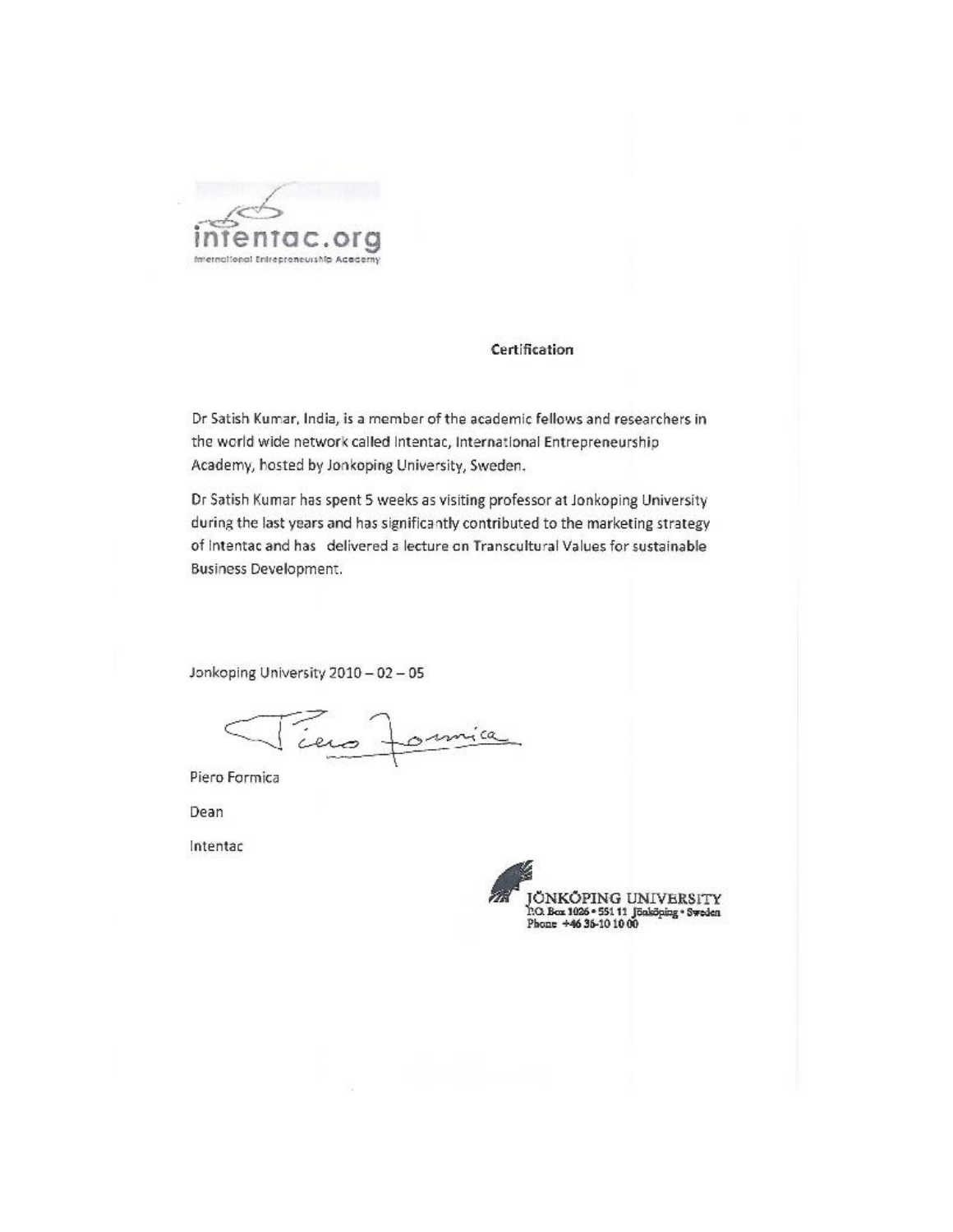intentac.org

International Entrepreneurship Academy

**Certification**

Dr Satish Kumar, India, is a member of the academic fellows and researchers in the world wide network called Intentac, International Entrepreneurship Academy, hosted by Jonkoping University, Sweden.

Dr Satish Kumar has spent 5 weeks as visiting professor at Jonkoping University during the last years and has significantly contributed to the marketing strategy of Intentac and has delivered a lecture on Transcultural Values for sustainable Business Development.

Jonkoping University 2010 – 02 – 05

Piero Formica

Dean

Intentac

JÖNKÖPING UNIVERSITY
P.O. Box 1026 • 551 11 Jönköping • Sweden
Phone +46 36-10 10 00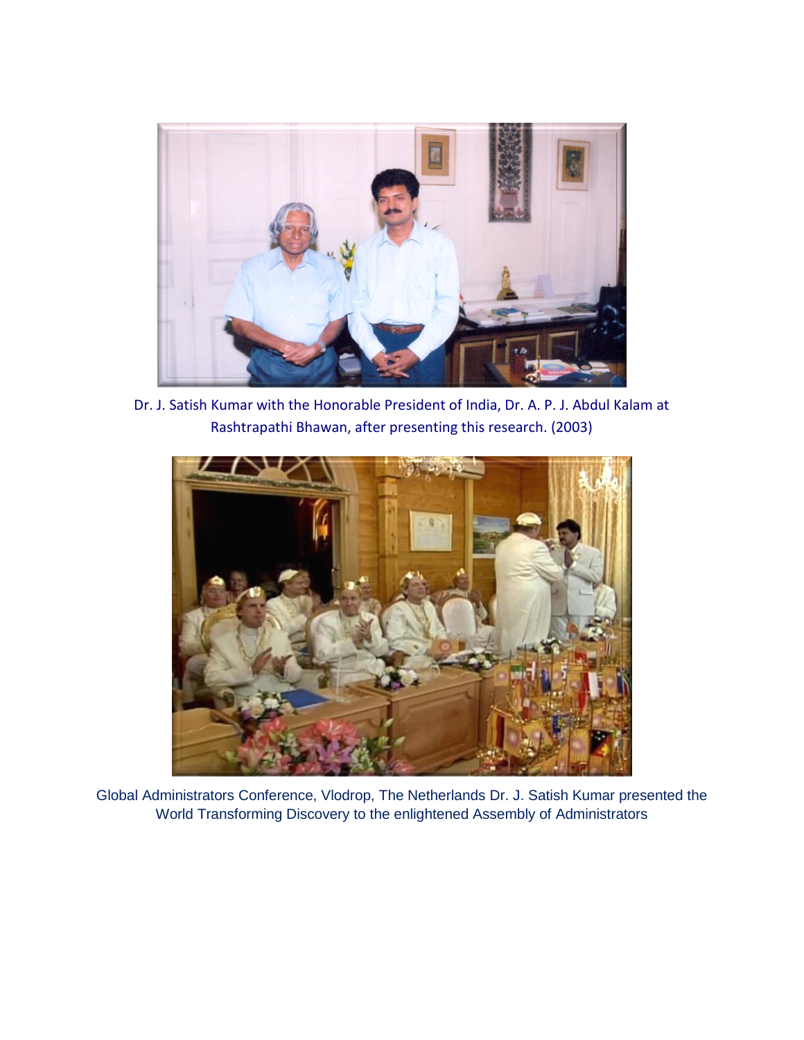Dr. J. Satish Kumar with the Honorable President of India, Dr. A. P. J. Abdul Kalam at Rashtrapathi Bhawan, after presenting this research. (2003)

Global Administrators Conference, Vlodrop, The Netherlands Dr. J. Satish Kumar presented the World Transforming Discovery to the enlightened Assembly of Administrators